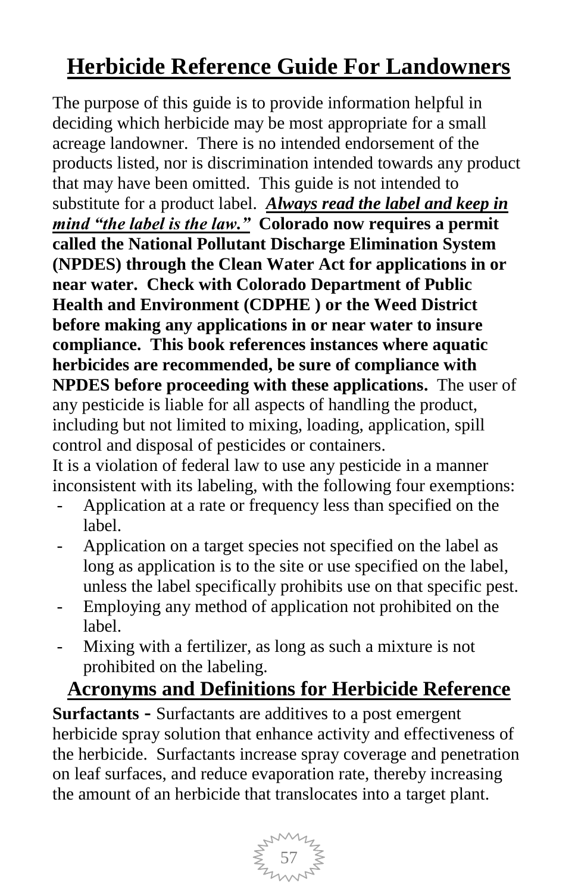# Herbicide Reference Guide For Landowners

The purpose of this guide is to provide information helpful in deciding which herbicide may be most appropriate for a small acreage landowner. There is no intended endorsement of the products listed, nor is discrimination intended towards any product that may have been omitted. This guide is not intended to substitute for a product label. ***Always read the label and keep in mind "the label is the law."*** **Colorado now requires a permit called the National Pollutant Discharge Elimination System (NPDES) through the Clean Water Act for applications in or near water. Check with Colorado Department of Public Health and Environment (CDPHE ) or the Weed District before making any applications in or near water to insure compliance. This book references instances where aquatic herbicides are recommended, be sure of compliance with NPDES before proceeding with these applications.** The user of any pesticide is liable for all aspects of handling the product, including but not limited to mixing, loading, application, spill control and disposal of pesticides or containers.

It is a violation of federal law to use any pesticide in a manner inconsistent with its labeling, with the following four exemptions:

- Application at a rate or frequency less than specified on the label.
- Application on a target species not specified on the label as long as application is to the site or use specified on the label, unless the label specifically prohibits use on that specific pest.
- Employing any method of application not prohibited on the label.
- Mixing with a fertilizer, as long as such a mixture is not prohibited on the labeling.

## Acronyms and Definitions for Herbicide Reference

**Surfactants -** Surfactants are additives to a post emergent herbicide spray solution that enhance activity and effectiveness of the herbicide. Surfactants increase spray coverage and penetration on leaf surfaces, and reduce evaporation rate, thereby increasing the amount of an herbicide that translocates into a target plant.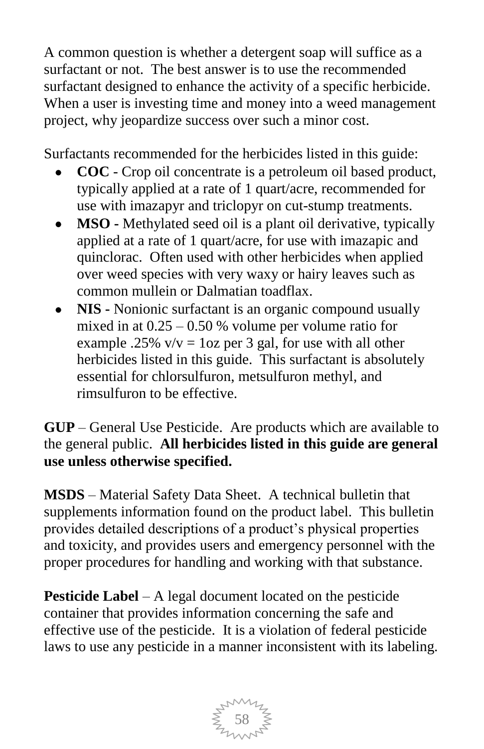A common question is whether a detergent soap will suffice as a surfactant or not. The best answer is to use the recommended surfactant designed to enhance the activity of a specific herbicide. When a user is investing time and money into a weed management project, why jeopardize success over such a minor cost.

Surfactants recommended for the herbicides listed in this guide:

- **COC** - Crop oil concentrate is a petroleum oil based product, typically applied at a rate of 1 quart/acre, recommended for use with imazapyr and triclopyr on cut-stump treatments.
- **MSO -** Methylated seed oil is a plant oil derivative, typically applied at a rate of 1 quart/acre, for use with imazapic and quinclorac. Often used with other herbicides when applied over weed species with very waxy or hairy leaves such as common mullein or Dalmatian toadflax.
- **NIS -** Nonionic surfactant is an organic compound usually mixed in at 0.25 – 0.50 % volume per volume ratio for example .25% v/v = 1oz per 3 gal, for use with all other herbicides listed in this guide. This surfactant is absolutely essential for chlorsulfuron, metsulfuron methyl, and rimsulfuron to be effective.

**GUP** – General Use Pesticide. Are products which are available to the general public. **All herbicides listed in this guide are general use unless otherwise specified.**

**MSDS** – Material Safety Data Sheet. A technical bulletin that supplements information found on the product label. This bulletin provides detailed descriptions of a product's physical properties and toxicity, and provides users and emergency personnel with the proper procedures for handling and working with that substance.

**Pesticide Label** – A legal document located on the pesticide container that provides information concerning the safe and effective use of the pesticide. It is a violation of federal pesticide laws to use any pesticide in a manner inconsistent with its labeling.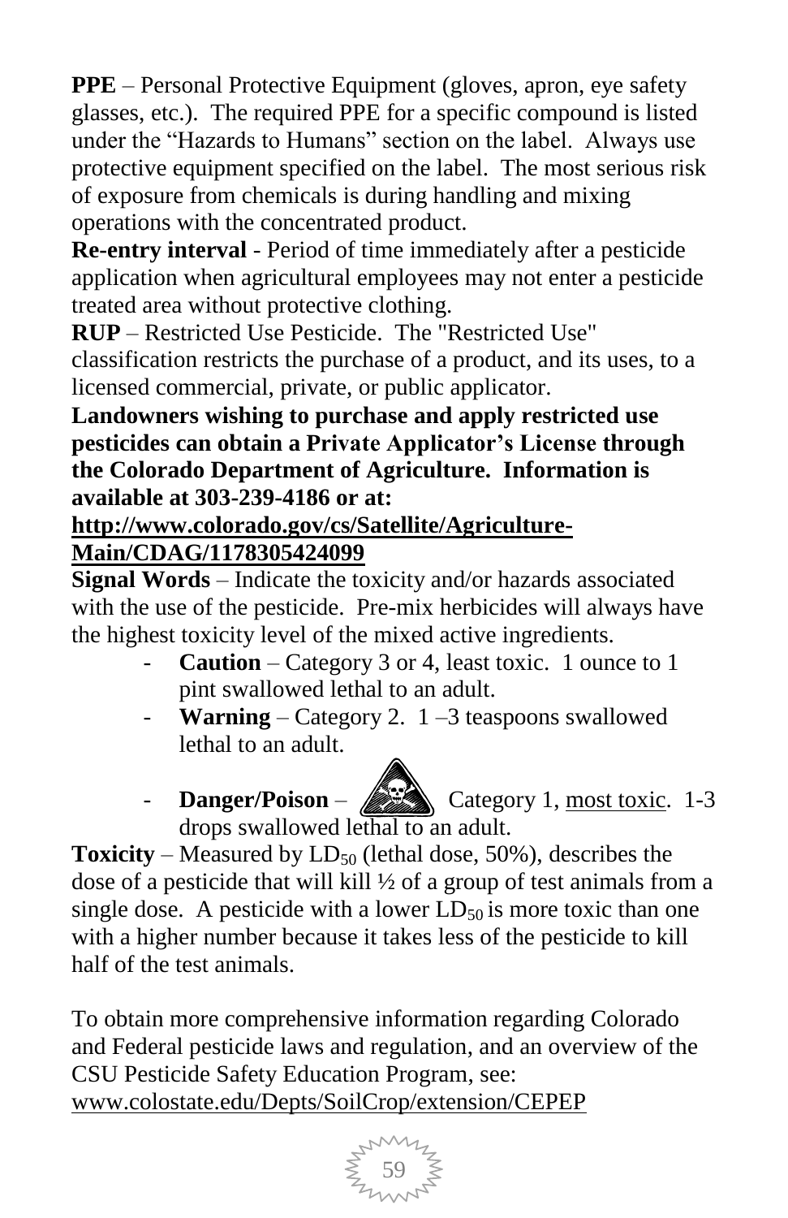**PPE** – Personal Protective Equipment (gloves, apron, eye safety glasses, etc.). The required PPE for a specific compound is listed under the "Hazards to Humans" section on the label. Always use protective equipment specified on the label. The most serious risk of exposure from chemicals is during handling and mixing operations with the concentrated product.

**Re-entry interval** - Period of time immediately after a pesticide application when agricultural employees may not enter a pesticide treated area without protective clothing.

**RUP** – Restricted Use Pesticide. The "Restricted Use" classification restricts the purchase of a product, and its uses, to a licensed commercial, private, or public applicator.

**Landowners wishing to purchase and apply restricted use pesticides can obtain a Private Applicator's License through the Colorado Department of Agriculture. Information is available at 303-239-4186 or at:**
**http://www.colorado.gov/cs/Satellite/Agriculture-Main/CDAG/1178305424099**

**Signal Words** – Indicate the toxicity and/or hazards associated with the use of the pesticide. Pre-mix herbicides will always have the highest toxicity level of the mixed active ingredients.

- **Caution** – Category 3 or 4, least toxic. 1 ounce to 1 pint swallowed lethal to an adult.
- **Warning** – Category 2. 1 –3 teaspoons swallowed lethal to an adult.
- **Danger/Poison** – Category 1, most toxic. 1-3 drops swallowed lethal to an adult.

**Toxicity** – Measured by $LD_{50}$ (lethal dose, 50%), describes the dose of a pesticide that will kill ½ of a group of test animals from a single dose. A pesticide with a lower $LD_{50}$ is more toxic than one with a higher number because it takes less of the pesticide to kill half of the test animals.

To obtain more comprehensive information regarding Colorado and Federal pesticide laws and regulation, and an overview of the CSU Pesticide Safety Education Program, see: www.colostate.edu/Depts/SoilCrop/extension/CEPEP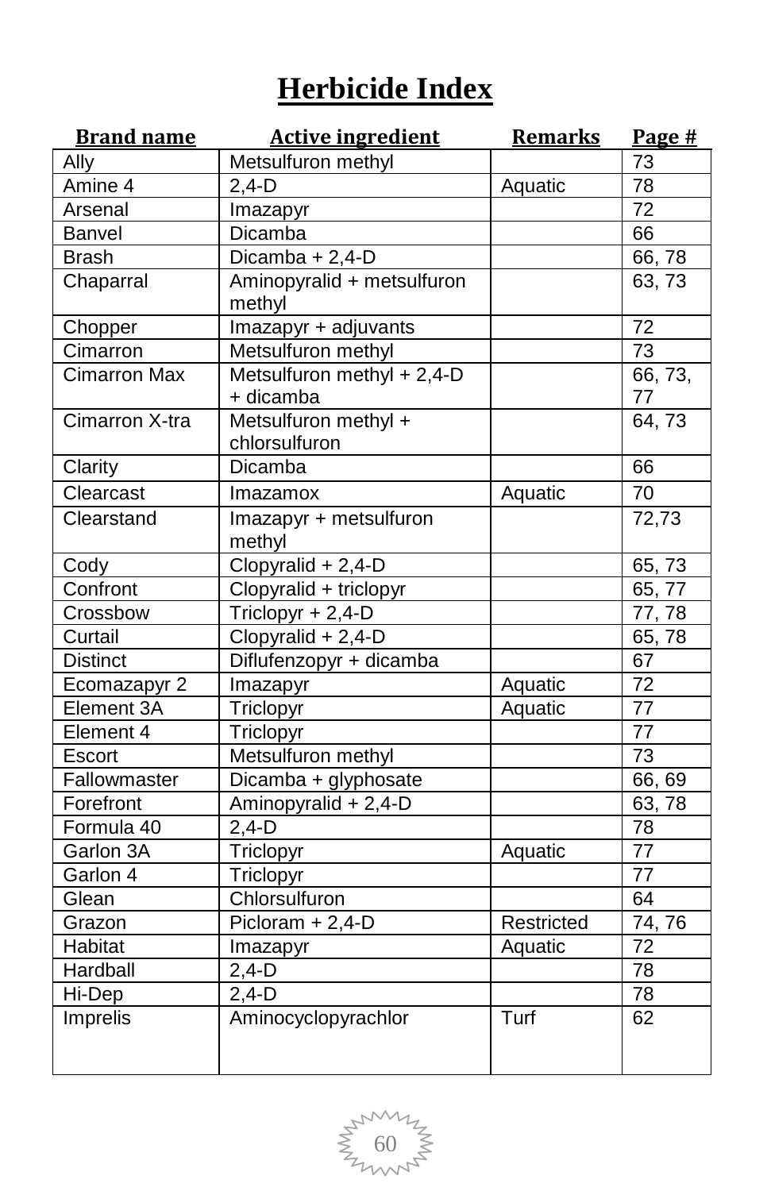# Herbicide Index

| Brand name | Active ingredient | Remarks | Page # |
|---|---|---|---|
| Ally | Metsulfuron methyl | | 73 |
| Amine 4 | 2,4-D | Aquatic | 78 |
| Arsenal | Imazapyr | | 72 |
| Banvel | Dicamba | | 66 |
| Brash | Dicamba + 2,4-D | | 66, 78 |
| Chaparral | Aminopyralid + metsulfuron methyl | | 63, 73 |
| Chopper | Imazapyr + adjuvants | | 72 |
| Cimarron | Metsulfuron methyl | | 73 |
| Cimarron Max | Metsulfuron methyl + 2,4-D + dicamba | | 66, 73, 77 |
| Cimarron X-tra | Metsulfuron methyl + chlorsulfuron | | 64, 73 |
| Clarity | Dicamba | | 66 |
| Clearcast | Imazamox | Aquatic | 70 |
| Clearstand | Imazapyr + metsulfuron methyl | | 72,73 |
| Cody | Clopyralid + 2,4-D | | 65, 73 |
| Confront | Clopyralid + triclopyr | | 65, 77 |
| Crossbow | Triclopyr + 2,4-D | | 77, 78 |
| Curtail | Clopyralid + 2,4-D | | 65, 78 |
| Distinct | Diflufenzopyr + dicamba | | 67 |
| Ecomazapyr 2 | Imazapyr | Aquatic | 72 |
| Element 3A | Triclopyr | Aquatic | 77 |
| Element 4 | Triclopyr | | 77 |
| Escort | Metsulfuron methyl | | 73 |
| Fallowmaster | Dicamba + glyphosate | | 66, 69 |
| Forefront | Aminopyralid + 2,4-D | | 63, 78 |
| Formula 40 | 2,4-D | | 78 |
| Garlon 3A | Triclopyr | Aquatic | 77 |
| Garlon 4 | Triclopyr | | 77 |
| Glean | Chlorsulfuron | | 64 |
| Grazon | Picloram + 2,4-D | Restricted | 74, 76 |
| Habitat | Imazapyr | Aquatic | 72 |
| Hardball | 2,4-D | | 78 |
| Hi-Dep | 2,4-D | | 78 |
| Imprelis | Aminocyclopyrachlor | Turf | 62 |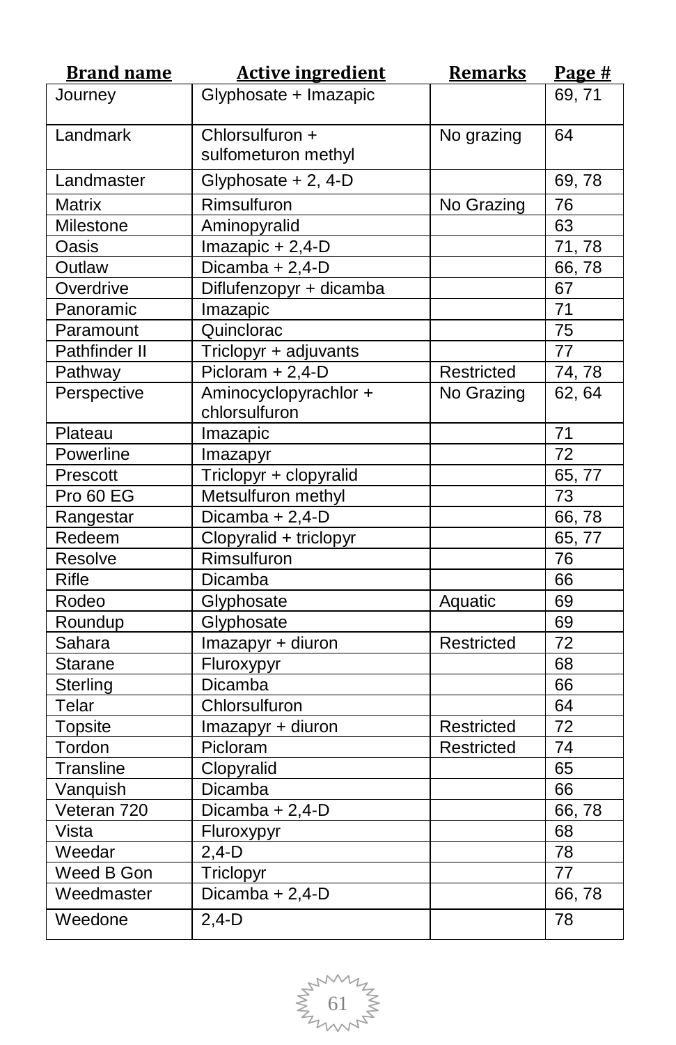| Brand name | Active ingredient | Remarks | Page # |
|---|---|---|---|
| Journey | Glyphosate + Imazapic | | 69, 71 |
| Landmark | Chlorsulfuron + sulfometuron methyl | No grazing | 64 |
| Landmaster | Glyphosate + 2, 4-D | | 69, 78 |
| Matrix | Rimsulfuron | No Grazing | 76 |
| Milestone | Aminopyralid | | 63 |
| Oasis | Imazapic + 2,4-D | | 71, 78 |
| Outlaw | Dicamba + 2,4-D | | 66, 78 |
| Overdrive | Diflufenzopyr + dicamba | | 67 |
| Panoramic | Imazapic | | 71 |
| Paramount | Quinclorac | | 75 |
| Pathfinder II | Triclopyr + adjuvants | | 77 |
| Pathway | Picloram + 2,4-D | Restricted | 74, 78 |
| Perspective | Aminocyclopyrachlor + chlorsulfuron | No Grazing | 62, 64 |
| Plateau | Imazapic | | 71 |
| Powerline | Imazapyr | | 72 |
| Prescott | Triclopyr + clopyralid | | 65, 77 |
| Pro 60 EG | Metsulfuron methyl | | 73 |
| Rangestar | Dicamba + 2,4-D | | 66, 78 |
| Redeem | Clopyralid + triclopyr | | 65, 77 |
| Resolve | Rimsulfuron | | 76 |
| Rifle | Dicamba | | 66 |
| Rodeo | Glyphosate | Aquatic | 69 |
| Roundup | Glyphosate | | 69 |
| Sahara | Imazapyr + diuron | Restricted | 72 |
| Starane | Fluroxypyr | | 68 |
| Sterling | Dicamba | | 66 |
| Telar | Chlorsulfuron | | 64 |
| Topsite | Imazapyr + diuron | Restricted | 72 |
| Tordon | Picloram | Restricted | 74 |
| Transline | Clopyralid | | 65 |
| Vanquish | Dicamba | | 66 |
| Veteran 720 | Dicamba + 2,4-D | | 66, 78 |
| Vista | Fluroxypyr | | 68 |
| Weedar | 2,4-D | | 78 |
| Weed B Gon | Triclopyr | | 77 |
| Weedmaster | Dicamba + 2,4-D | | 66, 78 |
| Weedone | 2,4-D | | 78 |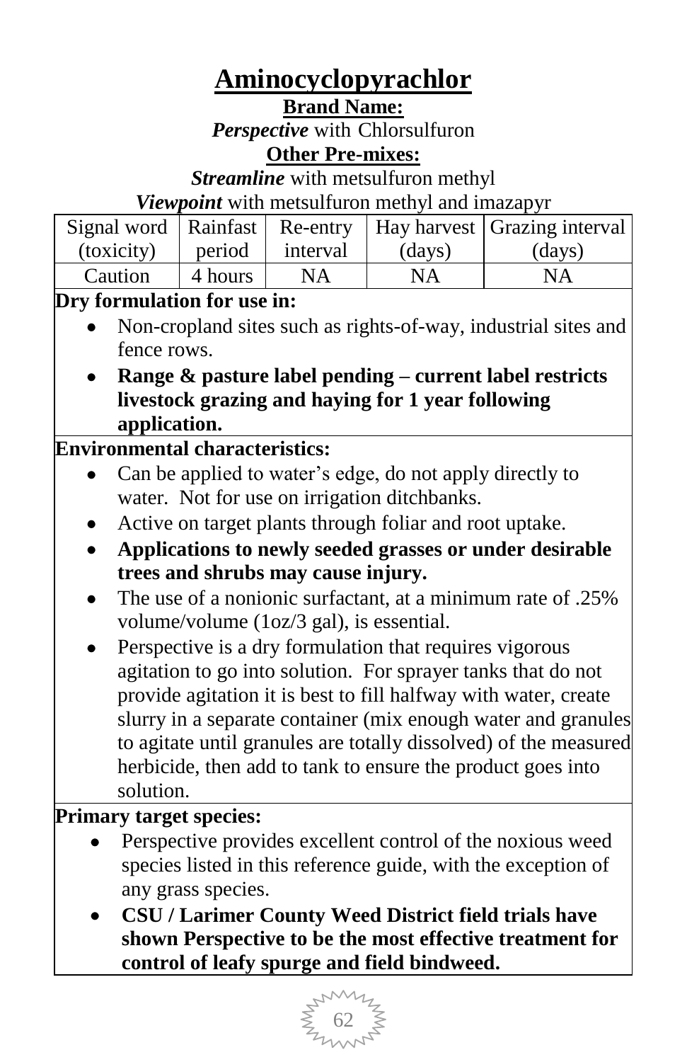# Aminocyclopyrachlor

**Brand Name:**

***Perspective*** with Chlorsulfuron

**Other Pre-mixes:**

***Streamline*** with metsulfuron methyl

***Viewpoint*** with metsulfuron methyl and imazapyr

| Signal word (toxicity) | Rainfast period | Re-entry interval | Hay harvest (days) | Grazing interval (days) |
|---|---|---|---|---|
| Caution | 4 hours | NA | NA | NA |

**Dry formulation for use in:**

- Non-cropland sites such as rights-of-way, industrial sites and fence rows.
- **Range & pasture label pending – current label restricts livestock grazing and haying for 1 year following application.**

**Environmental characteristics:**

- Can be applied to water's edge, do not apply directly to water. Not for use on irrigation ditchbanks.
- Active on target plants through foliar and root uptake.
- **Applications to newly seeded grasses or under desirable trees and shrubs may cause injury.**
- The use of a nonionic surfactant, at a minimum rate of .25% volume/volume (1oz/3 gal), is essential.
- Perspective is a dry formulation that requires vigorous agitation to go into solution. For sprayer tanks that do not provide agitation it is best to fill halfway with water, create slurry in a separate container (mix enough water and granules to agitate until granules are totally dissolved) of the measured herbicide, then add to tank to ensure the product goes into solution.

**Primary target species:**

- Perspective provides excellent control of the noxious weed species listed in this reference guide, with the exception of any grass species.
- **CSU / Larimer County Weed District field trials have shown Perspective to be the most effective treatment for control of leafy spurge and field bindweed.**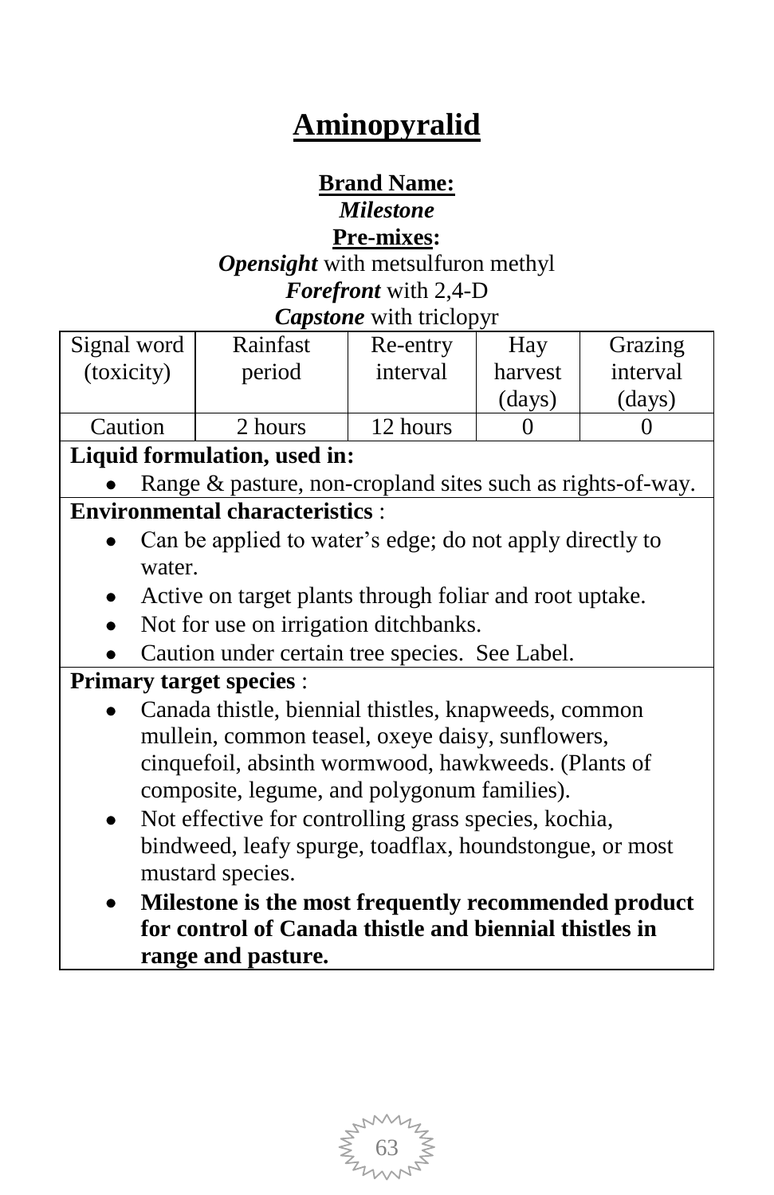# Aminopyralid

**Brand Name:**
***Milestone***
**Pre-mixes:**
***Opensight*** with metsulfuron methyl
***Forefront*** with 2,4-D
***Capstone*** with triclopyr

| Signal word (toxicity) | Rainfast period | Re-entry interval | Hay harvest (days) | Grazing interval (days) |
|---|---|---|---|---|
| Caution | 2 hours | 12 hours | 0 | 0 |

**Liquid formulation, used in:**

- Range & pasture, non-cropland sites such as rights-of-way.

**Environmental characteristics** :

- Can be applied to water's edge; do not apply directly to water.
- Active on target plants through foliar and root uptake.
- Not for use on irrigation ditchbanks.
- Caution under certain tree species. See Label.

**Primary target species** :

- Canada thistle, biennial thistles, knapweeds, common mullein, common teasel, oxeye daisy, sunflowers, cinquefoil, absinth wormwood, hawkweeds. (Plants of composite, legume, and polygonum families).
- Not effective for controlling grass species, kochia, bindweed, leafy spurge, toadflax, houndstongue, or most mustard species.
- **Milestone is the most frequently recommended product for control of Canada thistle and biennial thistles in range and pasture.**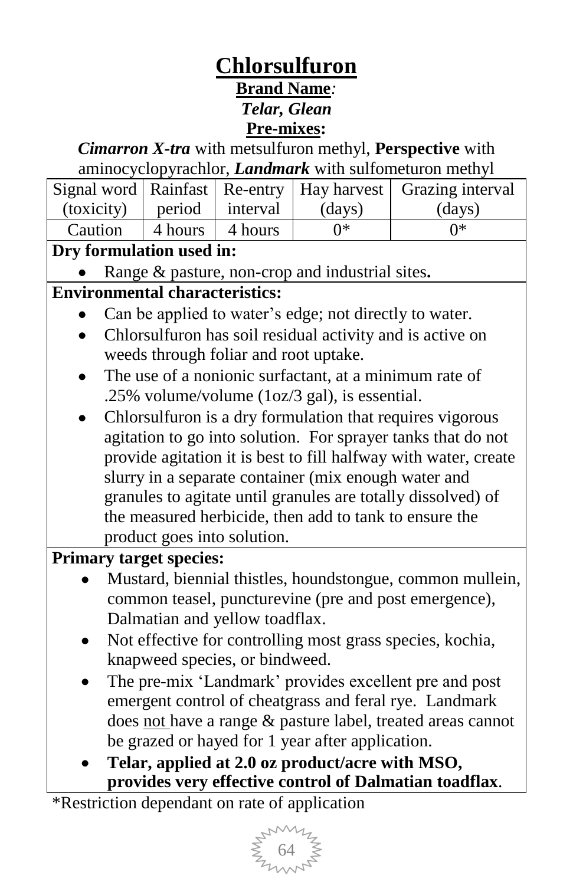# Chlorsulfuron

**Brand Name***:*

***Telar, Glean***

**Pre-mixes:**

***Cimarron X-tra*** with metsulfuron methyl, **Perspective** with aminocyclopyrachlor, ***Landmark*** with sulfometuron methyl

| Signal word (toxicity) | Rainfast period | Re-entry interval | Hay harvest (days) | Grazing interval (days) |
|---|---|---|---|---|
| Caution | 4 hours | 4 hours | 0* | 0* |

**Dry formulation used in:**

- Range & pasture, non-crop and industrial sites**.**

**Environmental characteristics:**

- Can be applied to water's edge; not directly to water.
- Chlorsulfuron has soil residual activity and is active on weeds through foliar and root uptake.
- The use of a nonionic surfactant, at a minimum rate of .25% volume/volume (1oz/3 gal), is essential.
- Chlorsulfuron is a dry formulation that requires vigorous agitation to go into solution. For sprayer tanks that do not provide agitation it is best to fill halfway with water, create slurry in a separate container (mix enough water and granules to agitate until granules are totally dissolved) of the measured herbicide, then add to tank to ensure the product goes into solution.

**Primary target species:**

- Mustard, biennial thistles, houndstongue, common mullein, common teasel, puncturevine (pre and post emergence), Dalmatian and yellow toadflax.
- Not effective for controlling most grass species, kochia, knapweed species, or bindweed.
- The pre-mix 'Landmark' provides excellent pre and post emergent control of cheatgrass and feral rye. Landmark does not have a range & pasture label, treated areas cannot be grazed or hayed for 1 year after application.
- **Telar, applied at 2.0 oz product/acre with MSO, provides very effective control of Dalmatian toadflax**.

*Restriction dependant on rate of application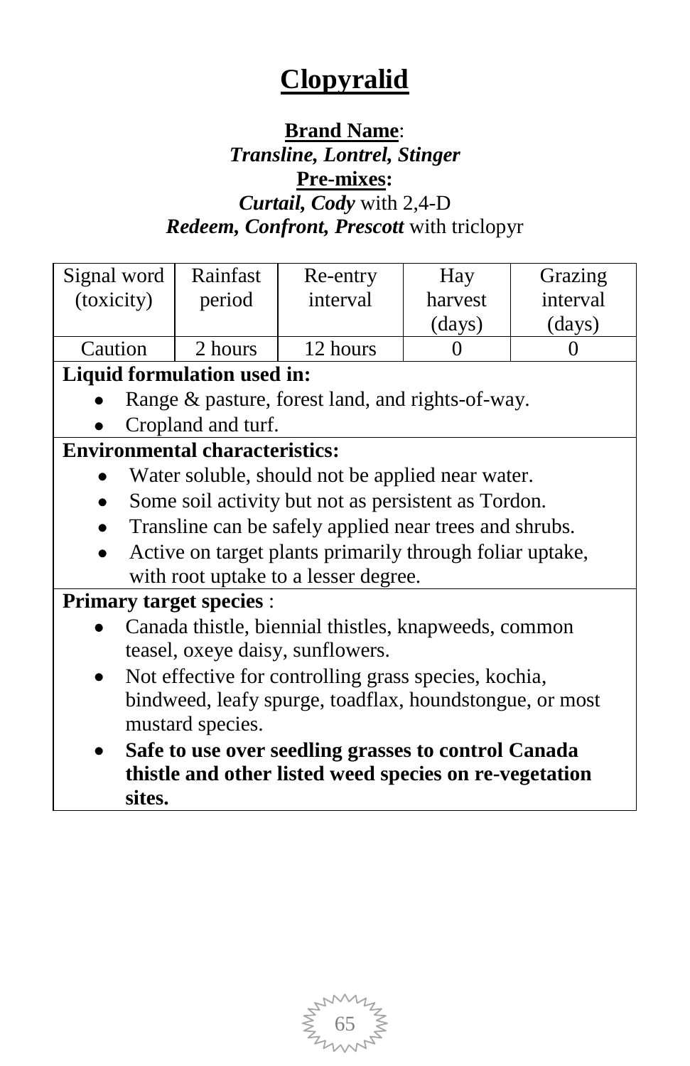# Clopyralid

**Brand Name**:
***Transline, Lontrel, Stinger***
**Pre-mixes:**
***Curtail, Cody*** with 2,4-D
***Redeem, Confront, Prescott*** with triclopyr

| Signal word (toxicity) | Rainfast period | Re-entry interval | Hay harvest (days) | Grazing interval (days) |
|---|---|---|---|---|
| Caution | 2 hours | 12 hours | 0 | 0 |

**Liquid formulation used in:**

- Range & pasture, forest land, and rights-of-way.
- Cropland and turf.

**Environmental characteristics:**

- Water soluble, should not be applied near water.
- Some soil activity but not as persistent as Tordon.
- Transline can be safely applied near trees and shrubs.
- Active on target plants primarily through foliar uptake, with root uptake to a lesser degree.

**Primary target species** :

- Canada thistle, biennial thistles, knapweeds, common teasel, oxeye daisy, sunflowers.
- Not effective for controlling grass species, kochia, bindweed, leafy spurge, toadflax, houndstongue, or most mustard species.
- **Safe to use over seedling grasses to control Canada thistle and other listed weed species on re-vegetation sites.**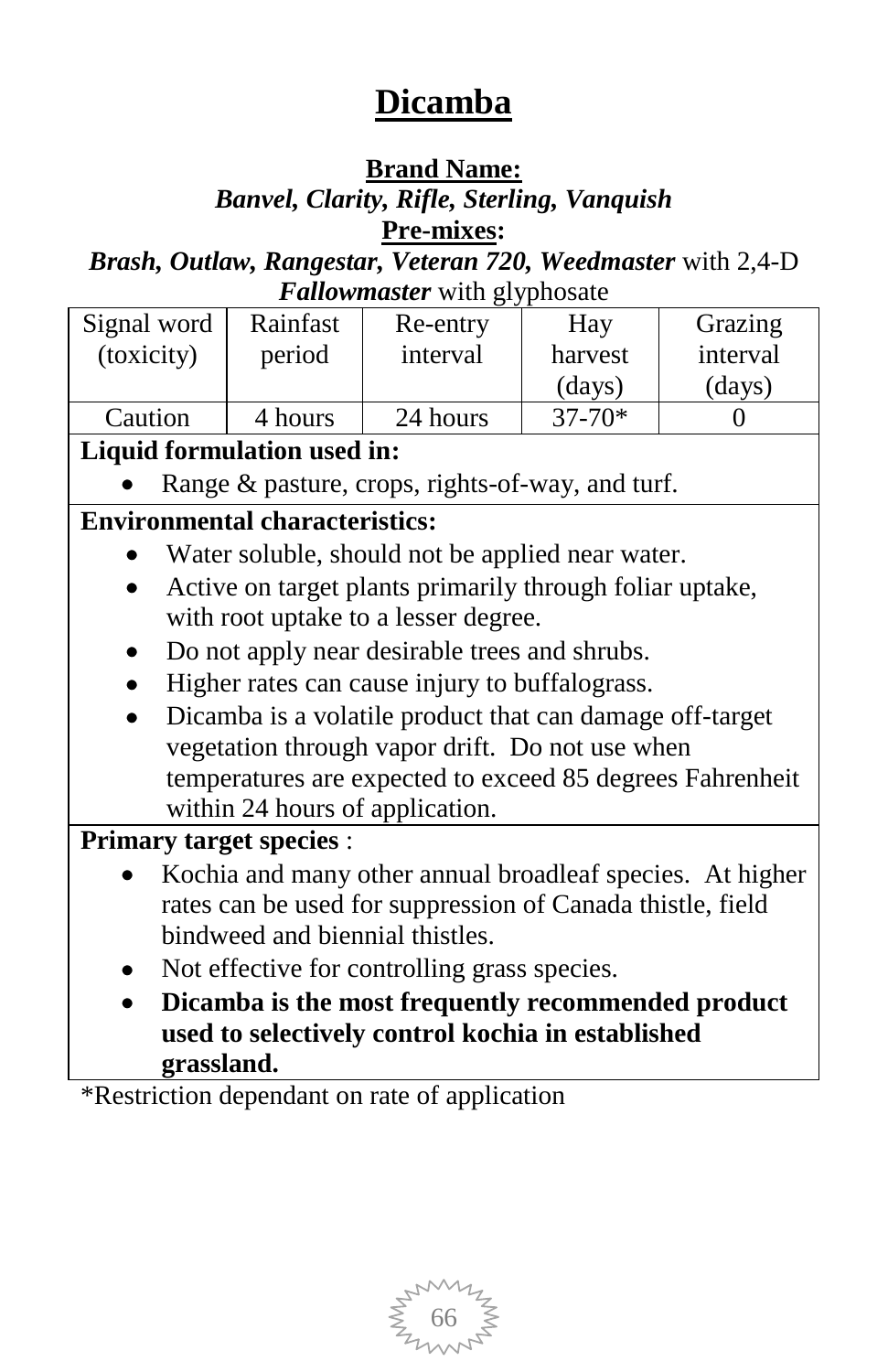# Dicamba

**Brand Name:**

***Banvel, Clarity, Rifle, Sterling, Vanquish***

**Pre-mixes:**

***Brash, Outlaw, Rangestar, Veteran 720, Weedmaster*** with 2,4-D

***Fallowmaster*** with glyphosate

| Signal word (toxicity) | Rainfast period | Re-entry interval | Hay harvest (days) | Grazing interval (days) |
|---|---|---|---|---|
| Caution | 4 hours | 24 hours | 37-70* | 0 |

**Liquid formulation used in:**

- Range & pasture, crops, rights-of-way, and turf.

**Environmental characteristics:**

- Water soluble, should not be applied near water.
- Active on target plants primarily through foliar uptake, with root uptake to a lesser degree.
- Do not apply near desirable trees and shrubs.
- Higher rates can cause injury to buffalograss.
- Dicamba is a volatile product that can damage off-target vegetation through vapor drift. Do not use when temperatures are expected to exceed 85 degrees Fahrenheit within 24 hours of application.

**Primary target species** :

- Kochia and many other annual broadleaf species. At higher rates can be used for suppression of Canada thistle, field bindweed and biennial thistles.
- Not effective for controlling grass species.
- **Dicamba is the most frequently recommended product used to selectively control kochia in established grassland.**

*Restriction dependant on rate of application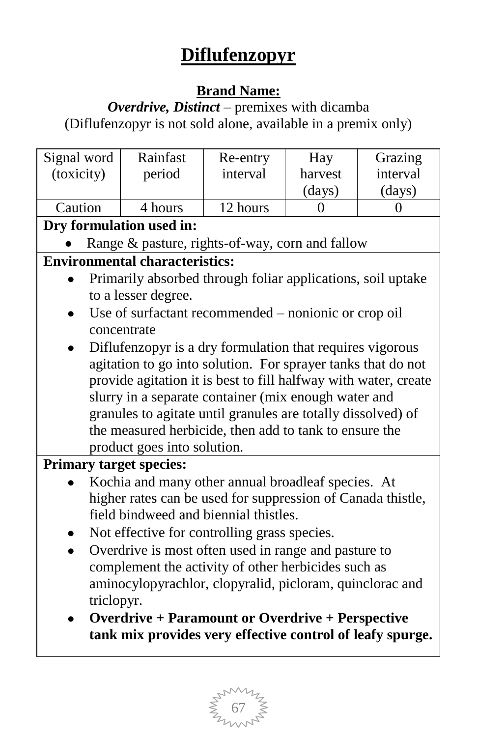# Diflufenzopyr

**Brand Name:**

***Overdrive, Distinct*** – premixes with dicamba
(Diflufenzopyr is not sold alone, available in a premix only)

| Signal word (toxicity) | Rainfast period | Re-entry interval | Hay harvest (days) | Grazing interval (days) |
|---|---|---|---|---|
| Caution | 4 hours | 12 hours | 0 | 0 |

**Dry formulation used in:**

- Range & pasture, rights-of-way, corn and fallow

**Environmental characteristics:**

- Primarily absorbed through foliar applications, soil uptake to a lesser degree.
- Use of surfactant recommended – nonionic or crop oil concentrate
- Diflufenzopyr is a dry formulation that requires vigorous agitation to go into solution. For sprayer tanks that do not provide agitation it is best to fill halfway with water, create slurry in a separate container (mix enough water and granules to agitate until granules are totally dissolved) of the measured herbicide, then add to tank to ensure the product goes into solution.

**Primary target species:**

- Kochia and many other annual broadleaf species. At higher rates can be used for suppression of Canada thistle, field bindweed and biennial thistles.
- Not effective for controlling grass species.
- Overdrive is most often used in range and pasture to complement the activity of other herbicides such as aminocylopyrachlor, clopyralid, picloram, quinclorac and triclopyr.
- **Overdrive + Paramount or Overdrive + Perspective tank mix provides very effective control of leafy spurge.**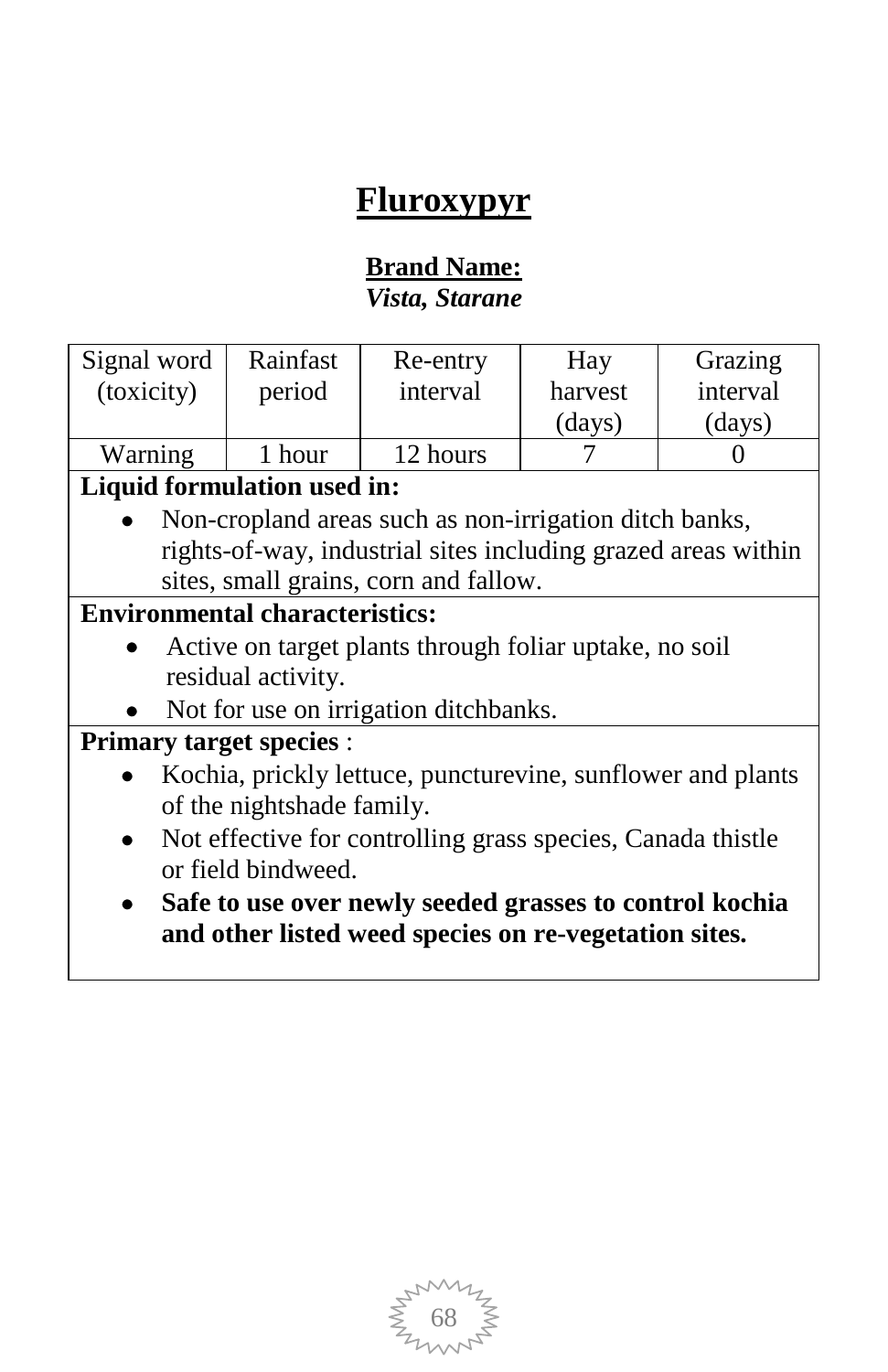# Fluroxypyr

**Brand Name:**
***Vista, Starane***

| Signal word (toxicity) | Rainfast period | Re-entry interval | Hay harvest (days) | Grazing interval (days) |
|---|---|---|---|---|
| Warning | 1 hour | 12 hours | 7 | 0 |

**Liquid formulation used in:**

- Non-cropland areas such as non-irrigation ditch banks, rights-of-way, industrial sites including grazed areas within sites, small grains, corn and fallow.

**Environmental characteristics:**

- Active on target plants through foliar uptake, no soil residual activity.
- Not for use on irrigation ditchbanks.

**Primary target species** :

- Kochia, prickly lettuce, puncturevine, sunflower and plants of the nightshade family.
- Not effective for controlling grass species, Canada thistle or field bindweed.
- **Safe to use over newly seeded grasses to control kochia and other listed weed species on re-vegetation sites.**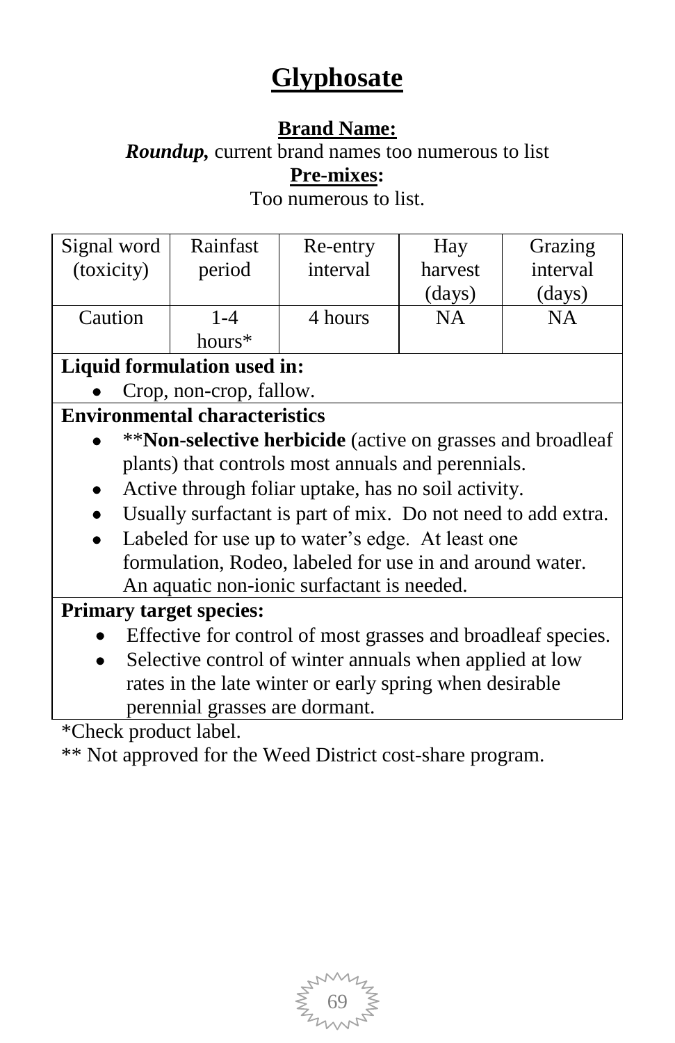# Glyphosate

**Brand Name:**

***Roundup,*** current brand names too numerous to list

**Pre-mixes:**

Too numerous to list.

| Signal word (toxicity) | Rainfast period | Re-entry interval | Hay harvest (days) | Grazing interval (days) |
|---|---|---|---|---|
| Caution | 1-4 hours* | 4 hours | NA | NA |

**Liquid formulation used in:**

- Crop, non-crop, fallow.

**Environmental characteristics**

- ****Non-selective herbicide** (active on grasses and broadleaf plants) that controls most annuals and perennials.
- Active through foliar uptake, has no soil activity.
- Usually surfactant is part of mix. Do not need to add extra.
- Labeled for use up to water's edge. At least one formulation, Rodeo, labeled for use in and around water. An aquatic non-ionic surfactant is needed.

**Primary target species:**

- Effective for control of most grasses and broadleaf species.
- Selective control of winter annuals when applied at low rates in the late winter or early spring when desirable perennial grasses are dormant.

*Check product label.

** Not approved for the Weed District cost-share program.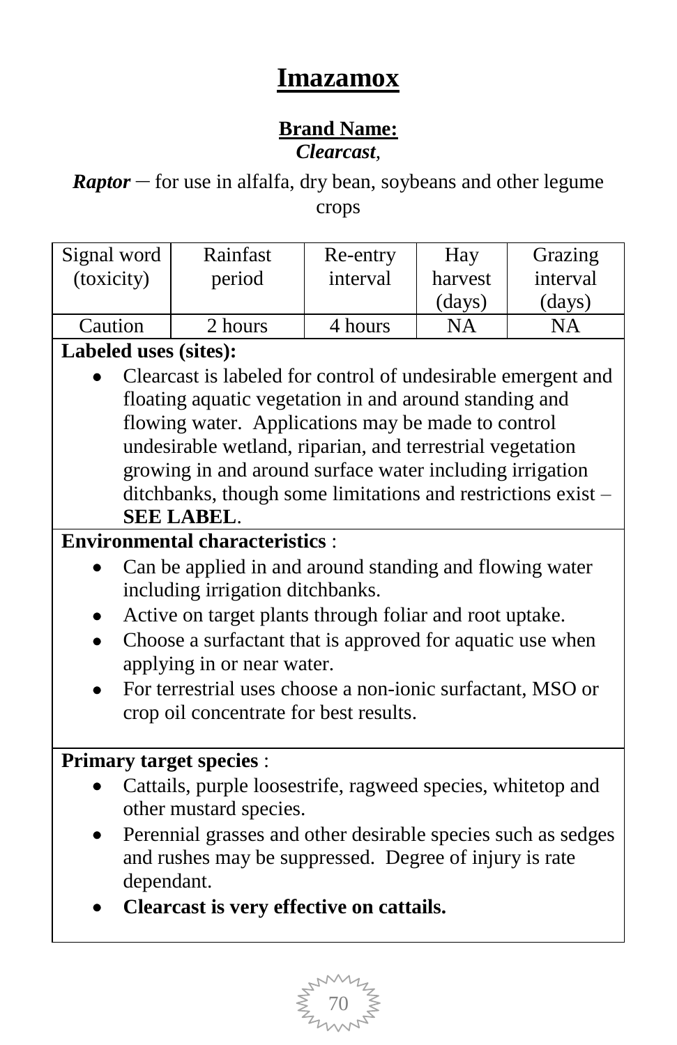# Imazamox

**Brand Name:**
***Clearcast*,**

***Raptor*** – for use in alfalfa, dry bean, soybeans and other legume crops

| Signal word (toxicity) | Rainfast period | Re-entry interval | Hay harvest (days) | Grazing interval (days) |
|---|---|---|---|---|
| Caution | 2 hours | 4 hours | NA | NA |

**Labeled uses (sites):**

- Clearcast is labeled for control of undesirable emergent and floating aquatic vegetation in and around standing and flowing water. Applications may be made to control undesirable wetland, riparian, and terrestrial vegetation growing in and around surface water including irrigation ditchbanks, though some limitations and restrictions exist – **SEE LABEL**.

**Environmental characteristics** :

- Can be applied in and around standing and flowing water including irrigation ditchbanks.
- Active on target plants through foliar and root uptake.
- Choose a surfactant that is approved for aquatic use when applying in or near water.
- For terrestrial uses choose a non-ionic surfactant, MSO or crop oil concentrate for best results.

**Primary target species** :

- Cattails, purple loosestrife, ragweed species, whitetop and other mustard species.
- Perennial grasses and other desirable species such as sedges and rushes may be suppressed. Degree of injury is rate dependant.
- **Clearcast is very effective on cattails.**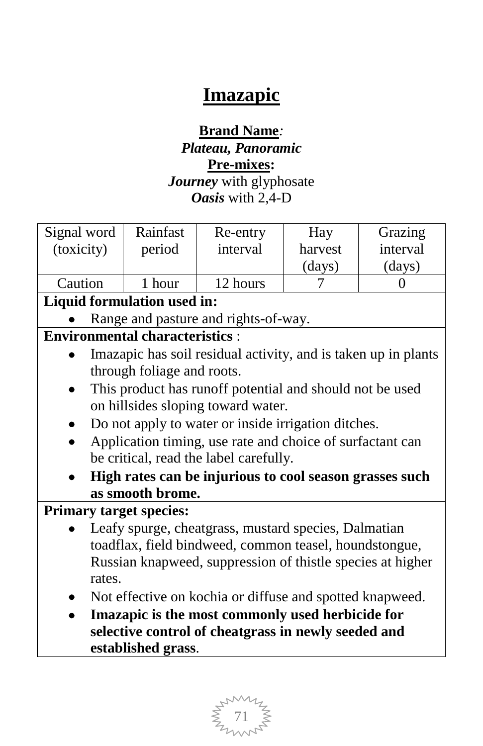# Imazapic

**Brand Name**:
***Plateau*, *Panoramic***
**Pre-mixes:**
***Journey*** with glyphosate
***Oasis*** with 2,4-D

| Signal word (toxicity) | Rainfast period | Re-entry interval | Hay harvest (days) | Grazing interval (days) |
|---|---|---|---|---|
| Caution | 1 hour | 12 hours | 7 | 0 |

**Liquid formulation used in:**

- Range and pasture and rights-of-way.

**Environmental characteristics** :

- Imazapic has soil residual activity, and is taken up in plants through foliage and roots.
- This product has runoff potential and should not be used on hillsides sloping toward water.
- Do not apply to water or inside irrigation ditches.
- Application timing, use rate and choice of surfactant can be critical, read the label carefully.
- **High rates can be injurious to cool season grasses such as smooth brome.**

**Primary target species:**

- Leafy spurge, cheatgrass, mustard species, Dalmatian toadflax, field bindweed, common teasel, houndstongue, Russian knapweed, suppression of thistle species at higher rates.
- Not effective on kochia or diffuse and spotted knapweed.
- **Imazapic is the most commonly used herbicide for selective control of cheatgrass in newly seeded and established grass**.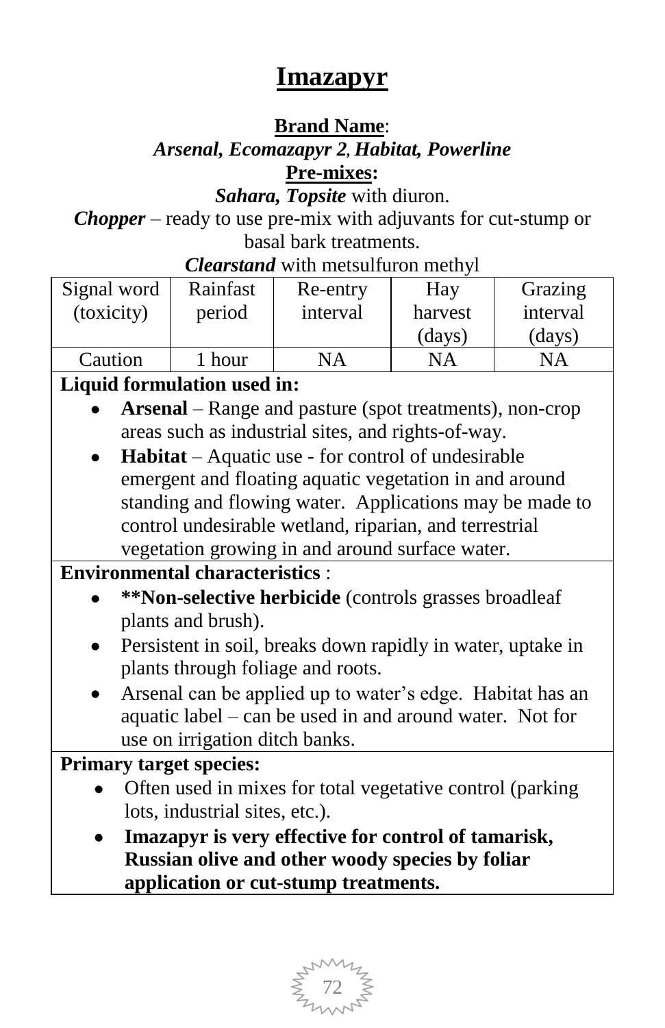# Imazapyr

**Brand Name**:

***Arsenal, Ecomazapyr 2, Habitat, Powerline***

**Pre-mixes:**

***Sahara, Topsite*** with diuron.

***Chopper*** – ready to use pre-mix with adjuvants for cut-stump or basal bark treatments.

***Clearstand*** with metsulfuron methyl

| Signal word (toxicity) | Rainfast period | Re-entry interval | Hay harvest (days) | Grazing interval (days) |
|---|---|---|---|---|
| Caution | 1 hour | NA | NA | NA |

**Liquid formulation used in:**

- **Arsenal** – Range and pasture (spot treatments), non-crop areas such as industrial sites, and rights-of-way.
- **Habitat** – Aquatic use - for control of undesirable emergent and floating aquatic vegetation in and around standing and flowing water. Applications may be made to control undesirable wetland, riparian, and terrestrial vegetation growing in and around surface water.

**Environmental characteristics** :

- ****Non-selective herbicide** (controls grasses broadleaf plants and brush).
- Persistent in soil, breaks down rapidly in water, uptake in plants through foliage and roots.
- Arsenal can be applied up to water's edge. Habitat has an aquatic label – can be used in and around water. Not for use on irrigation ditch banks.

**Primary target species:**

- Often used in mixes for total vegetative control (parking lots, industrial sites, etc.).
- **Imazapyr is very effective for control of tamarisk, Russian olive and other woody species by foliar application or cut-stump treatments.**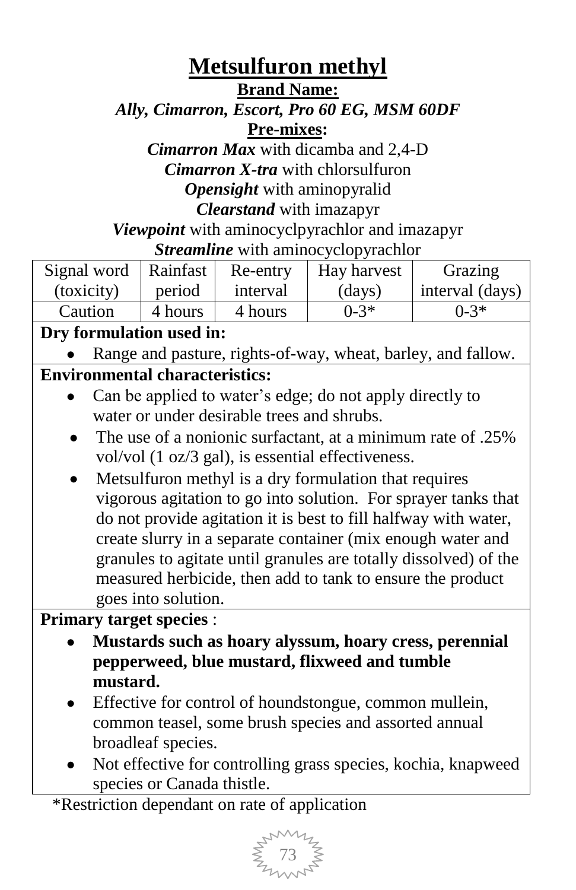# Metsulfuron methyl

**Brand Name:**

***Ally, Cimarron, Escort, Pro 60 EG, MSM 60DF***

**Pre-mixes:**

***Cimarron Max*** with dicamba and 2,4-D

***Cimarron X-tra*** with chlorsulfuron

***Opensight*** with aminopyralid

***Clearstand*** with imazapyr

***Viewpoint*** with aminocyclpyrachlor and imazapyr

***Streamline*** with aminocyclopyrachlor

| Signal word (toxicity) | Rainfast period | Re-entry interval | Hay harvest (days) | Grazing interval (days) |
|---|---|---|---|---|
| Caution | 4 hours | 4 hours | 0-3* | 0-3* |

**Dry formulation used in:**

- Range and pasture, rights-of-way, wheat, barley, and fallow.

**Environmental characteristics:**

- Can be applied to water's edge; do not apply directly to water or under desirable trees and shrubs.
- The use of a nonionic surfactant, at a minimum rate of .25% vol/vol (1 oz/3 gal), is essential effectiveness.
- Metsulfuron methyl is a dry formulation that requires vigorous agitation to go into solution. For sprayer tanks that do not provide agitation it is best to fill halfway with water, create slurry in a separate container (mix enough water and granules to agitate until granules are totally dissolved) of the measured herbicide, then add to tank to ensure the product goes into solution.

**Primary target species** :

- **Mustards such as hoary alyssum, hoary cress, perennial pepperweed, blue mustard, flixweed and tumble mustard.**
- Effective for control of houndstongue, common mullein, common teasel, some brush species and assorted annual broadleaf species.
- Not effective for controlling grass species, kochia, knapweed species or Canada thistle.

*Restriction dependant on rate of application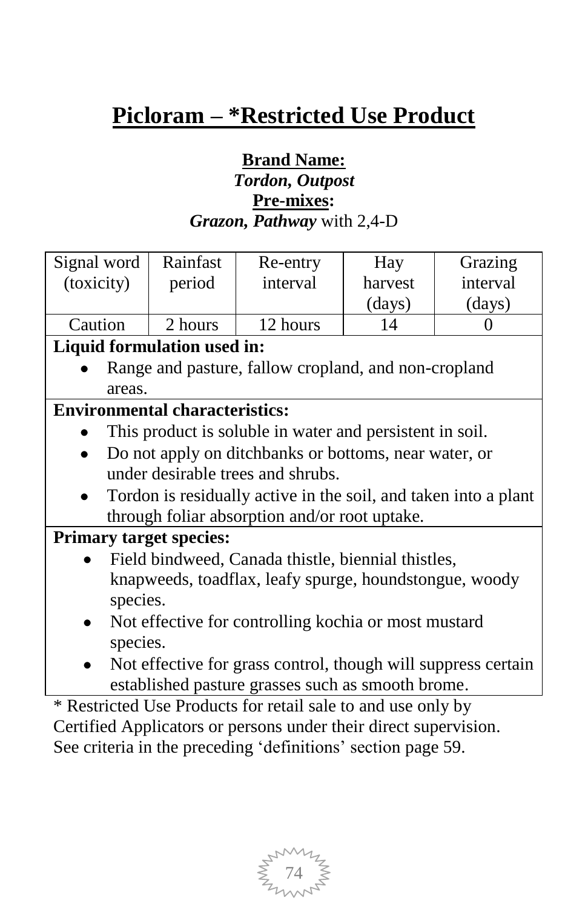# Picloram – *Restricted Use Product

**Brand Name:**
***Tordon, Outpost***
**Pre-mixes:**
***Grazon, Pathway*** with 2,4-D

| Signal word (toxicity) | Rainfast period | Re-entry interval | Hay harvest (days) | Grazing interval (days) |
|---|---|---|---|---|
| Caution | 2 hours | 12 hours | 14 | 0 |

**Liquid formulation used in:**

- Range and pasture, fallow cropland, and non-cropland areas.

**Environmental characteristics:**

- This product is soluble in water and persistent in soil.
- Do not apply on ditchbanks or bottoms, near water, or under desirable trees and shrubs.
- Tordon is residually active in the soil, and taken into a plant through foliar absorption and/or root uptake.

**Primary target species:**

- Field bindweed, Canada thistle, biennial thistles, knapweeds, toadflax, leafy spurge, houndstongue, woody species.
- Not effective for controlling kochia or most mustard species.
- Not effective for grass control, though will suppress certain established pasture grasses such as smooth brome.

* Restricted Use Products for retail sale to and use only by Certified Applicators or persons under their direct supervision. See criteria in the preceding 'definitions' section page 59.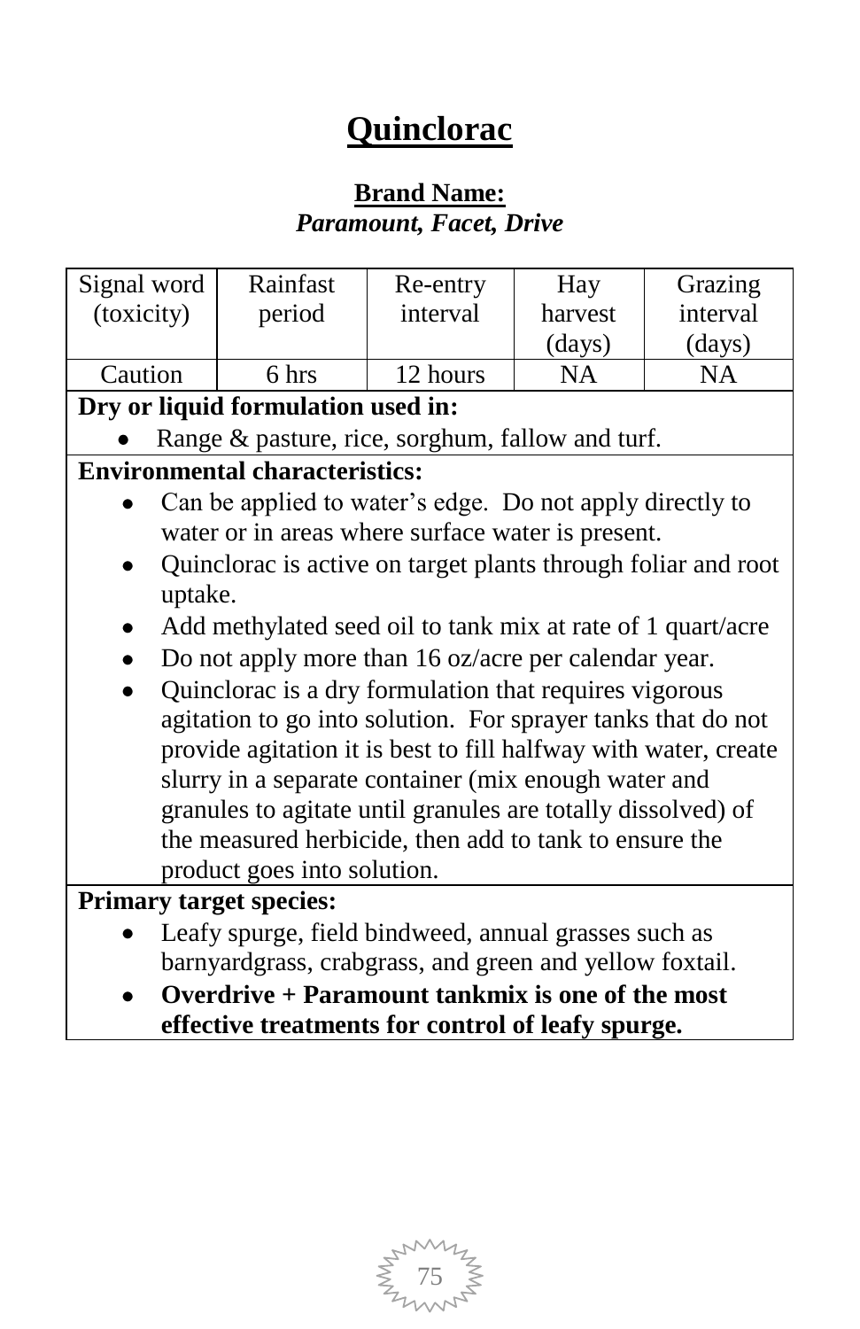# Quinclorac

**Brand Name:**
***Paramount, Facet, Drive***

| Signal word (toxicity) | Rainfast period | Re-entry interval | Hay harvest (days) | Grazing interval (days) |
|---|---|---|---|---|
| Caution | 6 hrs | 12 hours | NA | NA |

**Dry or liquid formulation used in:**

- Range & pasture, rice, sorghum, fallow and turf.

**Environmental characteristics:**

- Can be applied to water's edge. Do not apply directly to water or in areas where surface water is present.
- Quinclorac is active on target plants through foliar and root uptake.
- Add methylated seed oil to tank mix at rate of 1 quart/acre
- Do not apply more than 16 oz/acre per calendar year.
- Quinclorac is a dry formulation that requires vigorous agitation to go into solution. For sprayer tanks that do not provide agitation it is best to fill halfway with water, create slurry in a separate container (mix enough water and granules to agitate until granules are totally dissolved) of the measured herbicide, then add to tank to ensure the product goes into solution.

**Primary target species:**

- Leafy spurge, field bindweed, annual grasses such as barnyardgrass, crabgrass, and green and yellow foxtail.
- **Overdrive + Paramount tankmix is one of the most effective treatments for control of leafy spurge.**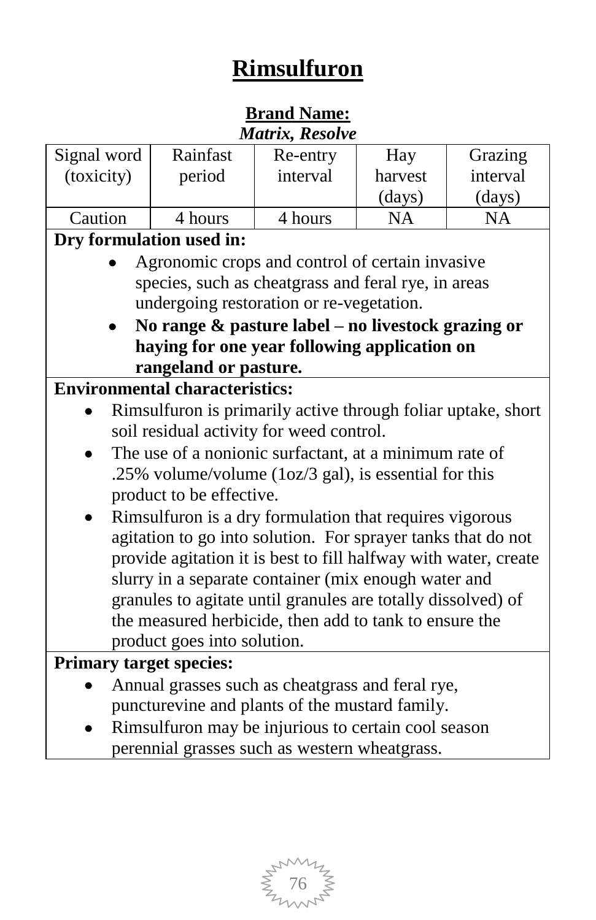# Rimsulfuron

**Brand Name:**
***Matrix, Resolve***

| Signal word (toxicity) | Rainfast period | Re-entry interval | Hay harvest (days) | Grazing interval (days) |
|---|---|---|---|---|
| Caution | 4 hours | 4 hours | NA | NA |

**Dry formulation used in:**

- Agronomic crops and control of certain invasive species, such as cheatgrass and feral rye, in areas undergoing restoration or re-vegetation.
- **No range & pasture label – no livestock grazing or haying for one year following application on rangeland or pasture.**

**Environmental characteristics:**

- Rimsulfuron is primarily active through foliar uptake, short soil residual activity for weed control.
- The use of a nonionic surfactant, at a minimum rate of .25% volume/volume (1oz/3 gal), is essential for this product to be effective.
- Rimsulfuron is a dry formulation that requires vigorous agitation to go into solution. For sprayer tanks that do not provide agitation it is best to fill halfway with water, create slurry in a separate container (mix enough water and granules to agitate until granules are totally dissolved) of the measured herbicide, then add to tank to ensure the product goes into solution.

**Primary target species:**

- Annual grasses such as cheatgrass and feral rye, puncturevine and plants of the mustard family.
- Rimsulfuron may be injurious to certain cool season perennial grasses such as western wheatgrass.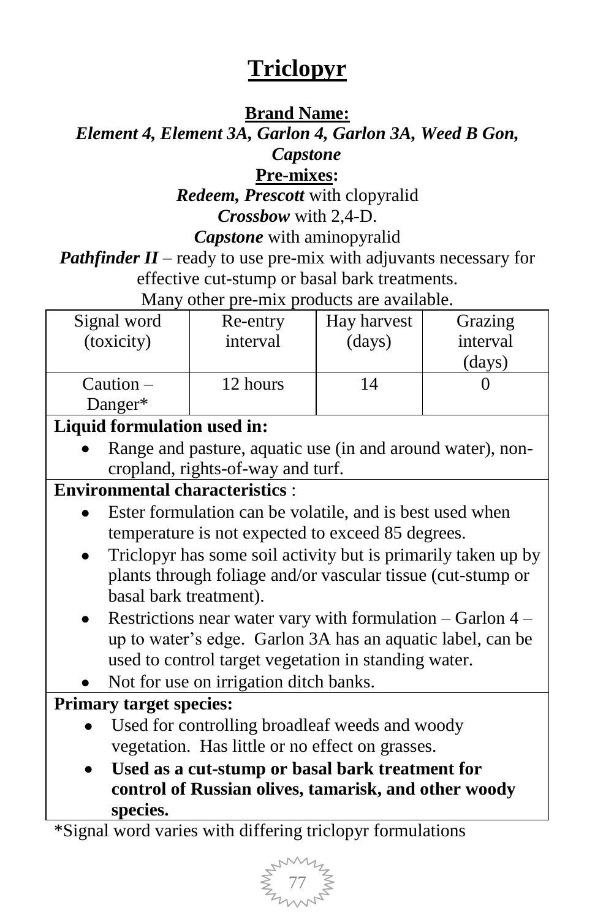# Triclopyr

**Brand Name:**

***Element 4, Element 3A, Garlon 4, Garlon 3A, Weed B Gon, Capstone***

**Pre-mixes:**

***Redeem, Prescott*** with clopyralid

***Crossbow*** with 2,4-D.

***Capstone*** with aminopyralid

***Pathfinder II*** – ready to use pre-mix with adjuvants necessary for effective cut-stump or basal bark treatments.

Many other pre-mix products are available.

| Signal word (toxicity) | Re-entry interval | Hay harvest (days) | Grazing interval (days) |
|---|---|---|---|
| Caution – Danger* | 12 hours | 14 | 0 |

**Liquid formulation used in:**

- Range and pasture, aquatic use (in and around water), non-cropland, rights-of-way and turf.

**Environmental characteristics** :

- Ester formulation can be volatile, and is best used when temperature is not expected to exceed 85 degrees.
- Triclopyr has some soil activity but is primarily taken up by plants through foliage and/or vascular tissue (cut-stump or basal bark treatment).
- Restrictions near water vary with formulation – Garlon 4 – up to water's edge. Garlon 3A has an aquatic label, can be used to control target vegetation in standing water.
- Not for use on irrigation ditch banks.

**Primary target species:**

- Used for controlling broadleaf weeds and woody vegetation. Has little or no effect on grasses.
- **Used as a cut-stump or basal bark treatment for control of Russian olives, tamarisk, and other woody species.**

*Signal word varies with differing triclopyr formulations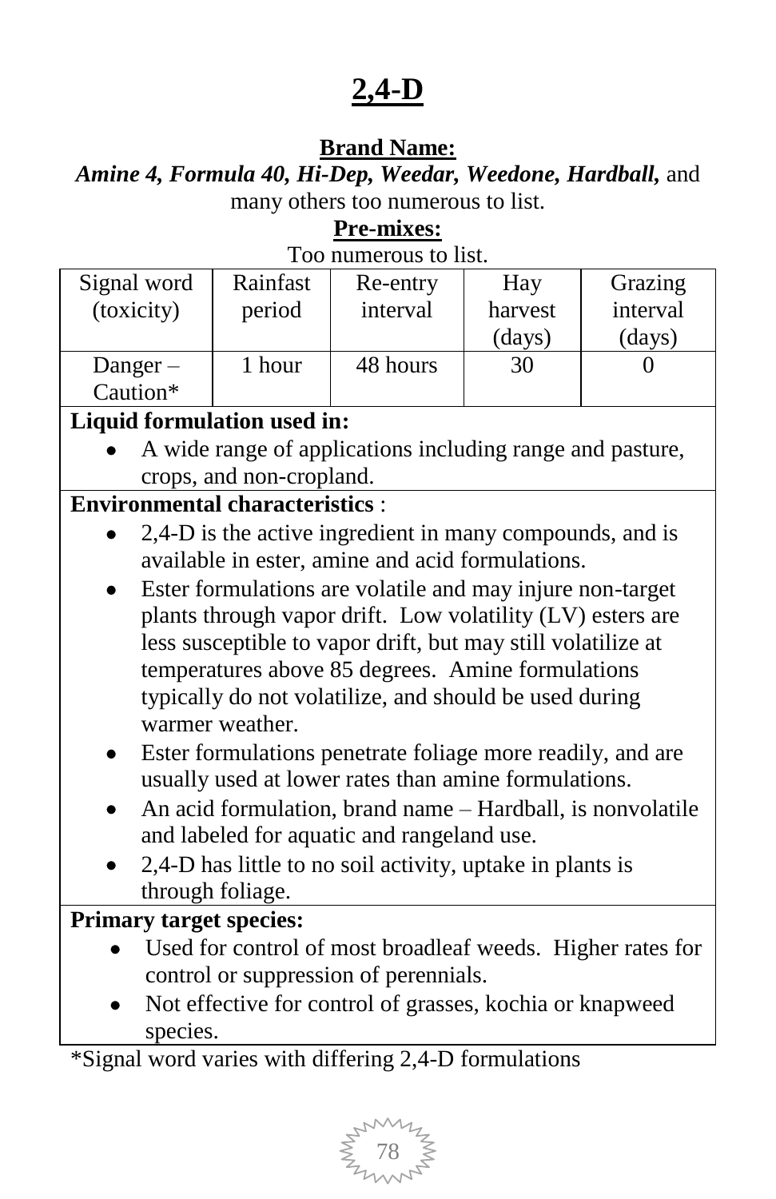# 2,4-D

**Brand Name:**

***Amine 4, Formula 40, Hi-Dep, Weedar, Weedone, Hardball,*** and many others too numerous to list.

**Pre-mixes:**

Too numerous to list.

| Signal word (toxicity) | Rainfast period | Re-entry interval | Hay harvest (days) | Grazing interval (days) |
|---|---|---|---|---|
| Danger – Caution* | 1 hour | 48 hours | 30 | 0 |

**Liquid formulation used in:**

- A wide range of applications including range and pasture, crops, and non-cropland.

**Environmental characteristics** :

- 2,4-D is the active ingredient in many compounds, and is available in ester, amine and acid formulations.
- Ester formulations are volatile and may injure non-target plants through vapor drift. Low volatility (LV) esters are less susceptible to vapor drift, but may still volatilize at temperatures above 85 degrees. Amine formulations typically do not volatilize, and should be used during warmer weather.
- Ester formulations penetrate foliage more readily, and are usually used at lower rates than amine formulations.
- An acid formulation, brand name – Hardball, is nonvolatile and labeled for aquatic and rangeland use.
- 2,4-D has little to no soil activity, uptake in plants is through foliage.

**Primary target species:**

- Used for control of most broadleaf weeds. Higher rates for control or suppression of perennials.
- Not effective for control of grasses, kochia or knapweed species.

*Signal word varies with differing 2,4-D formulations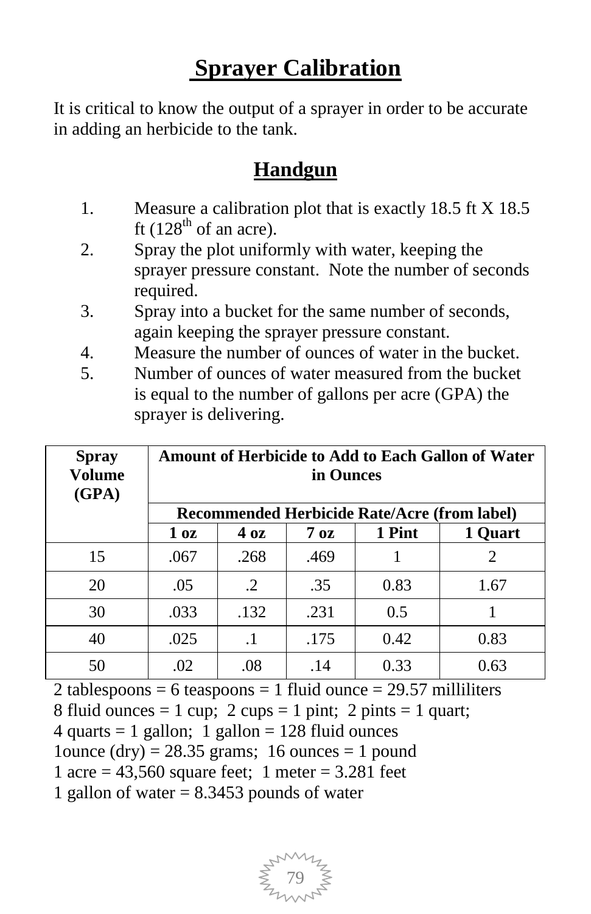# Sprayer Calibration

It is critical to know the output of a sprayer in order to be accurate in adding an herbicide to the tank.

## Handgun

1. Measure a calibration plot that is exactly 18.5 ft X 18.5 ft (128$^{th}$ of an acre).
2. Spray the plot uniformly with water, keeping the sprayer pressure constant. Note the number of seconds required.
3. Spray into a bucket for the same number of seconds, again keeping the sprayer pressure constant.
4. Measure the number of ounces of water in the bucket.
5. Number of ounces of water measured from the bucket is equal to the number of gallons per acre (GPA) the sprayer is delivering.

| Spray Volume (GPA) | Amount of Herbicide to Add to Each Gallon of Water in Ounces | | | | |
|---|---|---|---|---|---|
| | Recommended Herbicide Rate/Acre (from label) | | | | |
| | 1 oz | 4 oz | 7 oz | 1 Pint | 1 Quart |
| 15 | .067 | .268 | .469 | 1 | 2 |
| 20 | .05 | .2 | .35 | 0.83 | 1.67 |
| 30 | .033 | .132 | .231 | 0.5 | 1 |
| 40 | .025 | .1 | .175 | 0.42 | 0.83 |
| 50 | .02 | .08 | .14 | 0.33 | 0.63 |

2 tablespoons = 6 teaspoons = 1 fluid ounce = 29.57 milliliters
8 fluid ounces = 1 cup; 2 cups = 1 pint; 2 pints = 1 quart;
4 quarts = 1 gallon; 1 gallon = 128 fluid ounces
1ounce (dry) = 28.35 grams; 16 ounces = 1 pound
1 acre = 43,560 square feet; 1 meter = 3.281 feet
1 gallon of water = 8.3453 pounds of water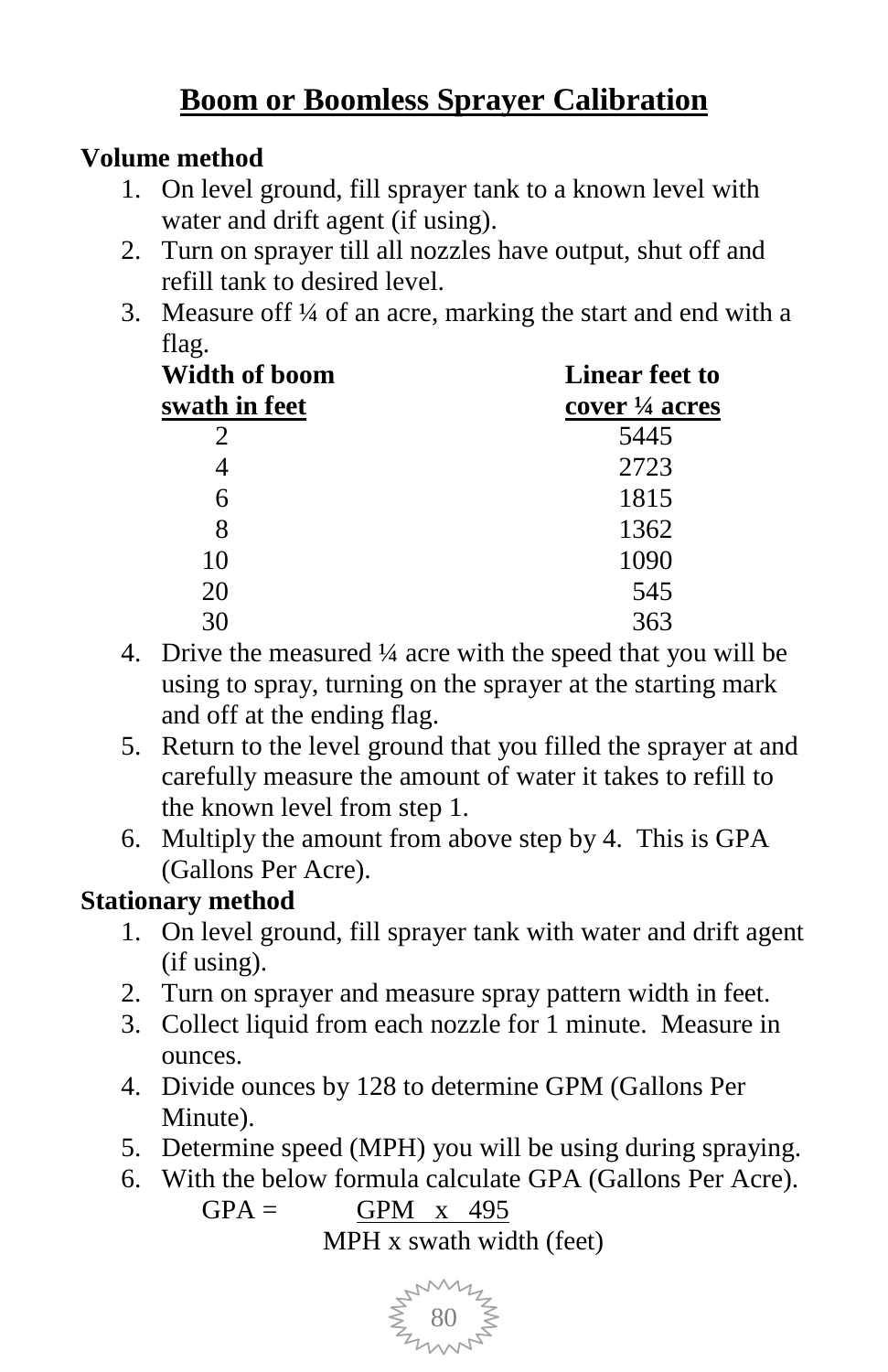# Boom or Boomless Sprayer Calibration

**Volume method**

1. On level ground, fill sprayer tank to a known level with water and drift agent (if using).
2. Turn on sprayer till all nozzles have output, shut off and refill tank to desired level.
3. Measure off ¼ of an acre, marking the start and end with a flag.

| Width of boom swath in feet | Linear feet to cover ¼ acres |
|---|---|
| 2 | 5445 |
| 4 | 2723 |
| 6 | 1815 |
| 8 | 1362 |
| 10 | 1090 |
| 20 | 545 |
| 30 | 363 |

4. Drive the measured ¼ acre with the speed that you will be using to spray, turning on the sprayer at the starting mark and off at the ending flag.
5. Return to the level ground that you filled the sprayer at and carefully measure the amount of water it takes to refill to the known level from step 1.
6. Multiply the amount from above step by 4. This is GPA (Gallons Per Acre).

**Stationary method**

1. On level ground, fill sprayer tank with water and drift agent (if using).
2. Turn on sprayer and measure spray pattern width in feet.
3. Collect liquid from each nozzle for 1 minute. Measure in ounces.
4. Divide ounces by 128 to determine GPM (Gallons Per Minute).
5. Determine speed (MPH) you will be using during spraying.
6. With the below formula calculate GPA (Gallons Per Acre).

$$GPA = \frac{GPM \times 495}{MPH \times \text{swath width (feet)}}$$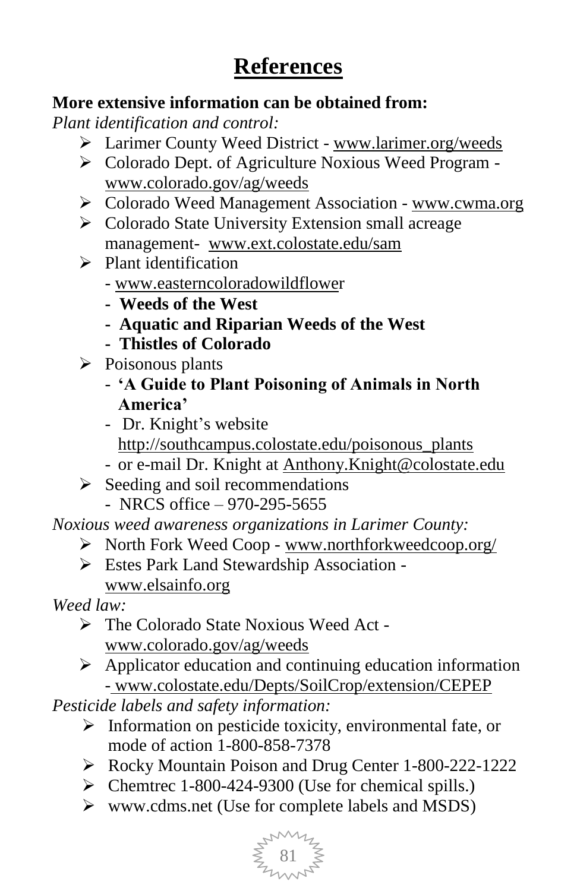# References

**More extensive information can be obtained from:**

*Plant identification and control:*

- Larimer County Weed District - www.larimer.org/weeds
- Colorado Dept. of Agriculture Noxious Weed Program - www.colorado.gov/ag/weeds
- Colorado Weed Management Association - www.cwma.org
- Colorado State University Extension small acreage management- www.ext.colostate.edu/sam
- Plant identification
  - www.easterncoloradowildflower
  - **Weeds of the West**
  - **Aquatic and Riparian Weeds of the West**
  - **Thistles of Colorado**
- Poisonous plants
  - **'A Guide to Plant Poisoning of Animals in North America'**
  - Dr. Knight's website http://southcampus.colostate.edu/poisonous_plants
  - or e-mail Dr. Knight at Anthony.Knight@colostate.edu
- Seeding and soil recommendations
  - NRCS office – 970-295-5655

*Noxious weed awareness organizations in Larimer County:*

- North Fork Weed Coop - www.northforkweedcoop.org/
- Estes Park Land Stewardship Association - www.elsainfo.org

*Weed law:*

- The Colorado State Noxious Weed Act - www.colorado.gov/ag/weeds
- Applicator education and continuing education information - www.colostate.edu/Depts/SoilCrop/extension/CEPEP

*Pesticide labels and safety information:*

- Information on pesticide toxicity, environmental fate, or mode of action 1-800-858-7378
- Rocky Mountain Poison and Drug Center 1-800-222-1222
- Chemtrec 1-800-424-9300 (Use for chemical spills.)
- www.cdms.net (Use for complete labels and MSDS)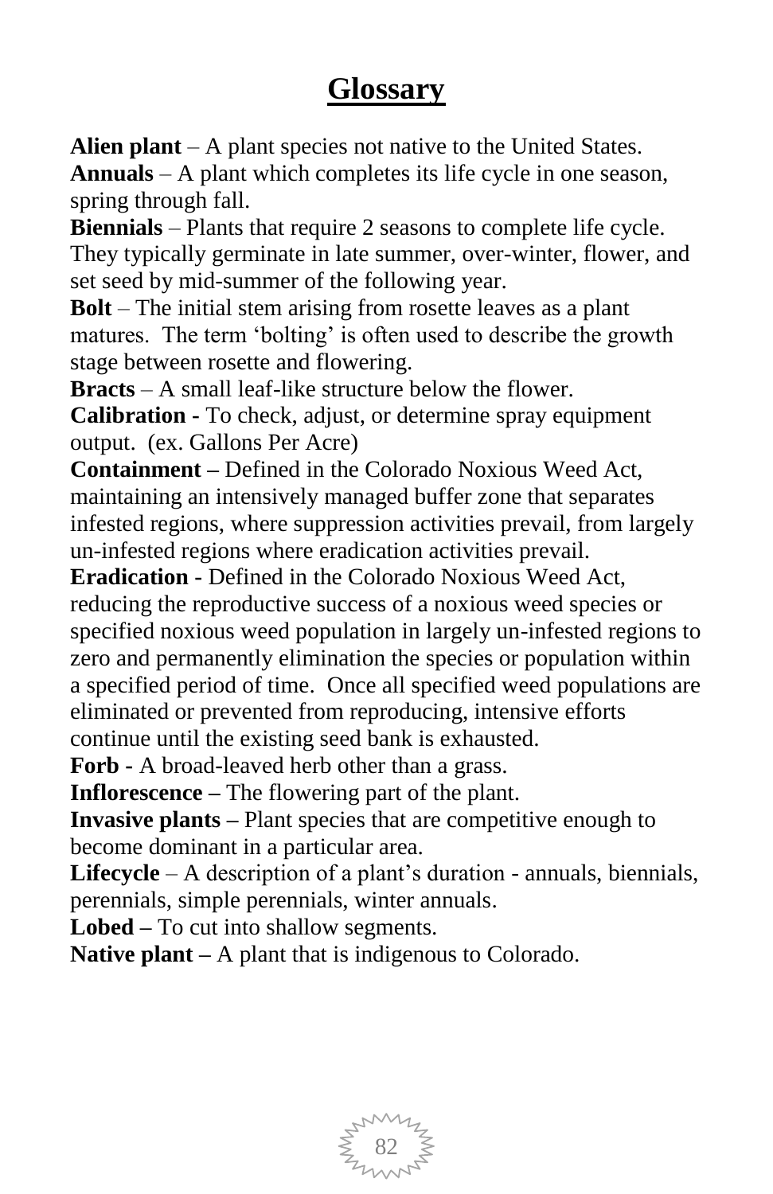# Glossary

**Alien plant** – A plant species not native to the United States.
**Annuals** – A plant which completes its life cycle in one season, spring through fall.
**Biennials** – Plants that require 2 seasons to complete life cycle. They typically germinate in late summer, over-winter, flower, and set seed by mid-summer of the following year.
**Bolt** – The initial stem arising from rosette leaves as a plant matures. The term 'bolting' is often used to describe the growth stage between rosette and flowering.
**Bracts** – A small leaf-like structure below the flower.
**Calibration -** To check, adjust, or determine spray equipment output. (ex. Gallons Per Acre)
**Containment –** Defined in the Colorado Noxious Weed Act, maintaining an intensively managed buffer zone that separates infested regions, where suppression activities prevail, from largely un-infested regions where eradication activities prevail.
**Eradication -** Defined in the Colorado Noxious Weed Act, reducing the reproductive success of a noxious weed species or specified noxious weed population in largely un-infested regions to zero and permanently elimination the species or population within a specified period of time. Once all specified weed populations are eliminated or prevented from reproducing, intensive efforts continue until the existing seed bank is exhausted.
**Forb -** A broad-leaved herb other than a grass.
**Inflorescence –** The flowering part of the plant.
**Invasive plants –** Plant species that are competitive enough to become dominant in a particular area.
**Lifecycle** – A description of a plant's duration - annuals, biennials, perennials, simple perennials, winter annuals.
**Lobed –** To cut into shallow segments.
**Native plant –** A plant that is indigenous to Colorado.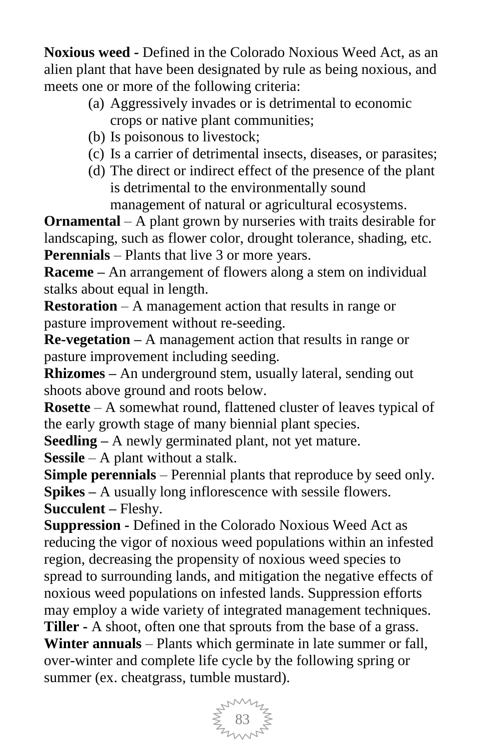**Noxious weed -** Defined in the Colorado Noxious Weed Act, as an alien plant that have been designated by rule as being noxious, and meets one or more of the following criteria:

(a) Aggressively invades or is detrimental to economic crops or native plant communities;
(b) Is poisonous to livestock;
(c) Is a carrier of detrimental insects, diseases, or parasites;
(d) The direct or indirect effect of the presence of the plant is detrimental to the environmentally sound management of natural or agricultural ecosystems.

**Ornamental** – A plant grown by nurseries with traits desirable for landscaping, such as flower color, drought tolerance, shading, etc.

**Perennials** – Plants that live 3 or more years.

**Raceme –** An arrangement of flowers along a stem on individual stalks about equal in length.

**Restoration** – A management action that results in range or pasture improvement without re-seeding.

**Re-vegetation –** A management action that results in range or pasture improvement including seeding.

**Rhizomes –** An underground stem, usually lateral, sending out shoots above ground and roots below.

**Rosette** – A somewhat round, flattened cluster of leaves typical of the early growth stage of many biennial plant species.

**Seedling –** A newly germinated plant, not yet mature.

**Sessile** – A plant without a stalk.

**Simple perennials** – Perennial plants that reproduce by seed only.

**Spikes –** A usually long inflorescence with sessile flowers.

**Succulent –** Fleshy.

**Suppression -** Defined in the Colorado Noxious Weed Act as reducing the vigor of noxious weed populations within an infested region, decreasing the propensity of noxious weed species to spread to surrounding lands, and mitigation the negative effects of noxious weed populations on infested lands. Suppression efforts may employ a wide variety of integrated management techniques.

**Tiller -** A shoot, often one that sprouts from the base of a grass.

**Winter annuals** – Plants which germinate in late summer or fall, over-winter and complete life cycle by the following spring or summer (ex. cheatgrass, tumble mustard).